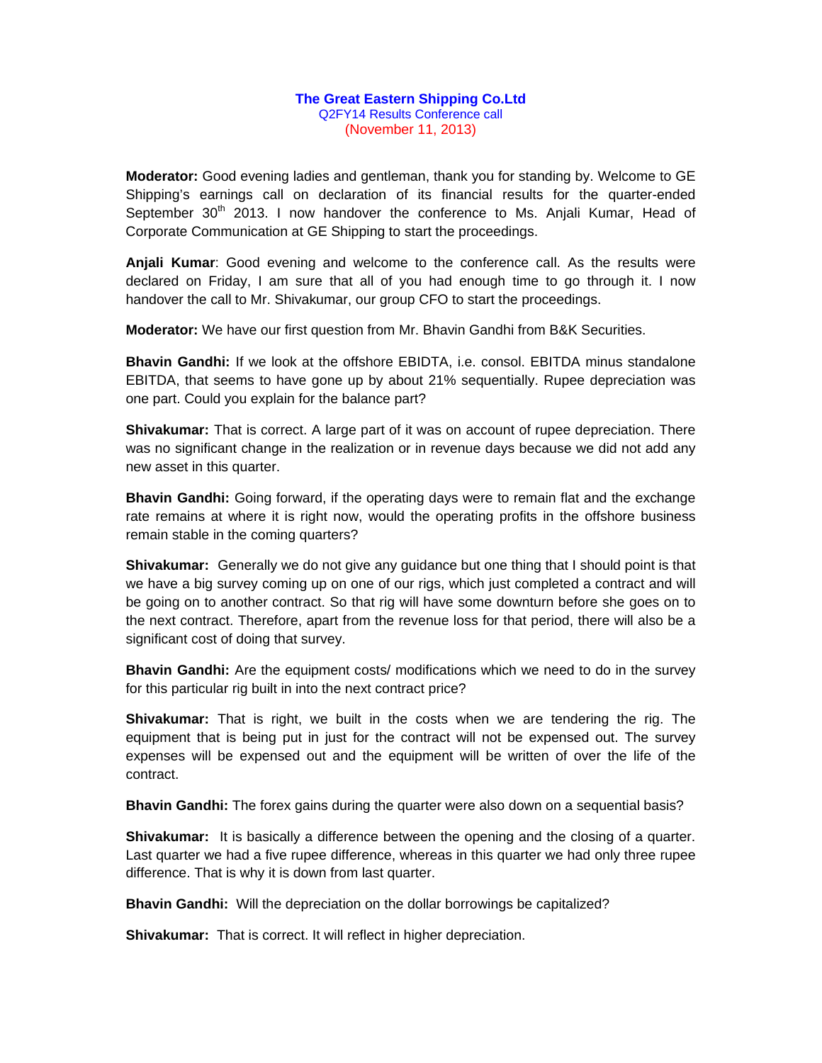# The Great Eastern Shipping Co.Ltd

Q2FY14 Results Conference call

(November 11, 2013)

**Moderator:** Good evening ladies and gentleman, thank you for standing by. Welcome to GE Shipping's earnings call on declaration of its financial results for the quarter-ended September 30th 2013. I now handover the conference to Ms. Anjali Kumar, Head of Corporate Communication at GE Shipping to start the proceedings.

**Anjali Kumar**: Good evening and welcome to the conference call. As the results were declared on Friday, I am sure that all of you had enough time to go through it. I now handover the call to Mr. Shivakumar, our group CFO to start the proceedings.

**Moderator:** We have our first question from Mr. Bhavin Gandhi from B&K Securities.

**Bhavin Gandhi:** If we look at the offshore EBIDTA, i.e. consol. EBITDA minus standalone EBITDA, that seems to have gone up by about 21% sequentially. Rupee depreciation was one part. Could you explain for the balance part?

**Shivakumar:** That is correct. A large part of it was on account of rupee depreciation. There was no significant change in the realization or in revenue days because we did not add any new asset in this quarter.

**Bhavin Gandhi:** Going forward, if the operating days were to remain flat and the exchange rate remains at where it is right now, would the operating profits in the offshore business remain stable in the coming quarters?

**Shivakumar:** Generally we do not give any guidance but one thing that I should point is that we have a big survey coming up on one of our rigs, which just completed a contract and will be going on to another contract. So that rig will have some downturn before she goes on to the next contract. Therefore, apart from the revenue loss for that period, there will also be a significant cost of doing that survey.

**Bhavin Gandhi:** Are the equipment costs/ modifications which we need to do in the survey for this particular rig built in into the next contract price?

**Shivakumar:** That is right, we built in the costs when we are tendering the rig. The equipment that is being put in just for the contract will not be expensed out. The survey expenses will be expensed out and the equipment will be written of over the life of the contract.

**Bhavin Gandhi:** The forex gains during the quarter were also down on a sequential basis?

**Shivakumar:** It is basically a difference between the opening and the closing of a quarter. Last quarter we had a five rupee difference, whereas in this quarter we had only three rupee difference. That is why it is down from last quarter.

**Bhavin Gandhi:** Will the depreciation on the dollar borrowings be capitalized?

**Shivakumar:** That is correct. It will reflect in higher depreciation.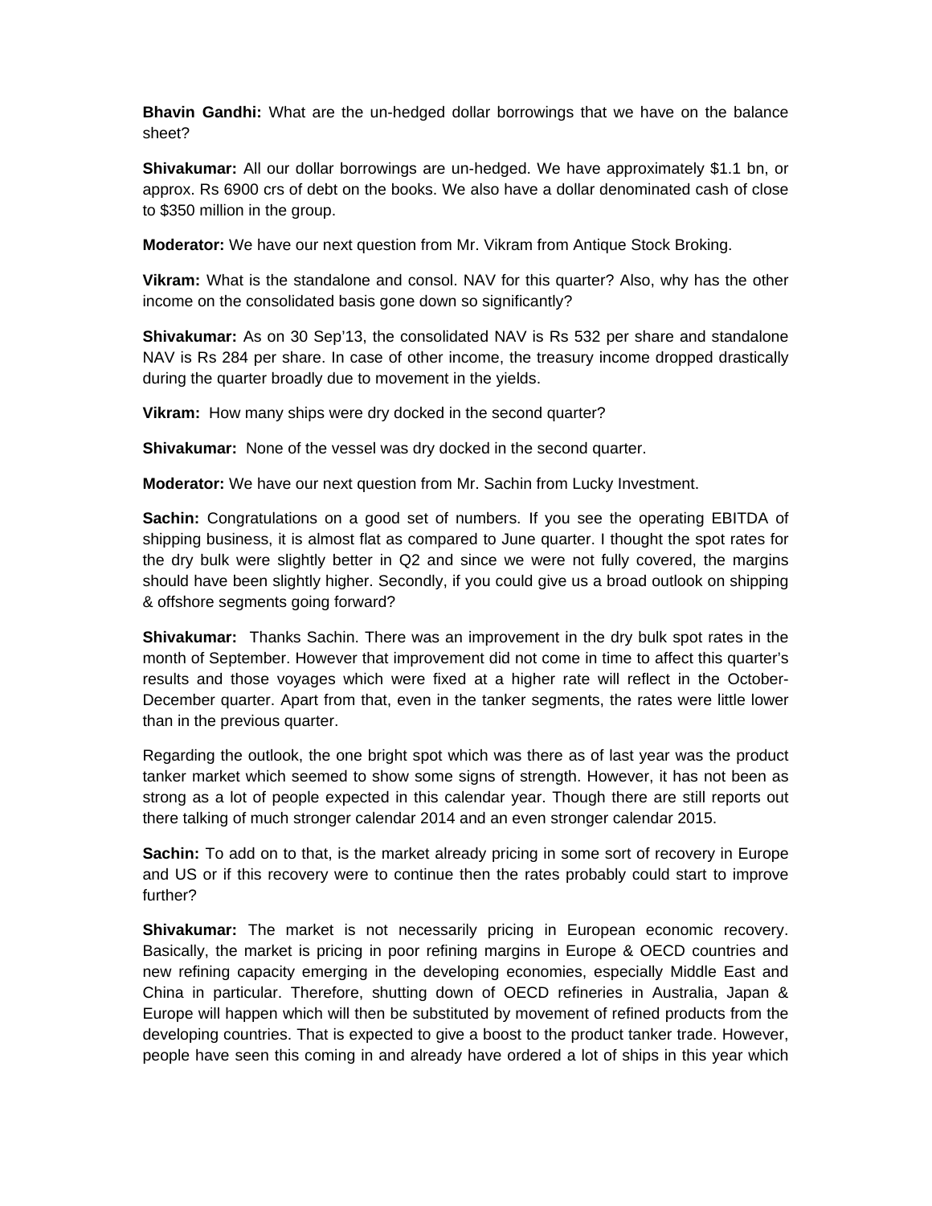**Bhavin Gandhi:** What are the un-hedged dollar borrowings that we have on the balance sheet?

**Shivakumar:** All our dollar borrowings are un-hedged. We have approximately $1.1 bn, or approx. Rs 6900 crs of debt on the books. We also have a dollar denominated cash of close to $350 million in the group.

**Moderator:** We have our next question from Mr. Vikram from Antique Stock Broking.

**Vikram:** What is the standalone and consol. NAV for this quarter? Also, why has the other income on the consolidated basis gone down so significantly?

**Shivakumar:** As on 30 Sep'13, the consolidated NAV is Rs 532 per share and standalone NAV is Rs 284 per share. In case of other income, the treasury income dropped drastically during the quarter broadly due to movement in the yields.

**Vikram:** How many ships were dry docked in the second quarter?

**Shivakumar:** None of the vessel was dry docked in the second quarter.

**Moderator:** We have our next question from Mr. Sachin from Lucky Investment.

**Sachin:** Congratulations on a good set of numbers. If you see the operating EBITDA of shipping business, it is almost flat as compared to June quarter. I thought the spot rates for the dry bulk were slightly better in Q2 and since we were not fully covered, the margins should have been slightly higher. Secondly, if you could give us a broad outlook on shipping & offshore segments going forward?

**Shivakumar:** Thanks Sachin. There was an improvement in the dry bulk spot rates in the month of September. However that improvement did not come in time to affect this quarter's results and those voyages which were fixed at a higher rate will reflect in the October-December quarter. Apart from that, even in the tanker segments, the rates were little lower than in the previous quarter.

Regarding the outlook, the one bright spot which was there as of last year was the product tanker market which seemed to show some signs of strength. However, it has not been as strong as a lot of people expected in this calendar year. Though there are still reports out there talking of much stronger calendar 2014 and an even stronger calendar 2015.

**Sachin:** To add on to that, is the market already pricing in some sort of recovery in Europe and US or if this recovery were to continue then the rates probably could start to improve further?

**Shivakumar:** The market is not necessarily pricing in European economic recovery. Basically, the market is pricing in poor refining margins in Europe & OECD countries and new refining capacity emerging in the developing economies, especially Middle East and China in particular. Therefore, shutting down of OECD refineries in Australia, Japan & Europe will happen which will then be substituted by movement of refined products from the developing countries. That is expected to give a boost to the product tanker trade. However, people have seen this coming in and already have ordered a lot of ships in this year which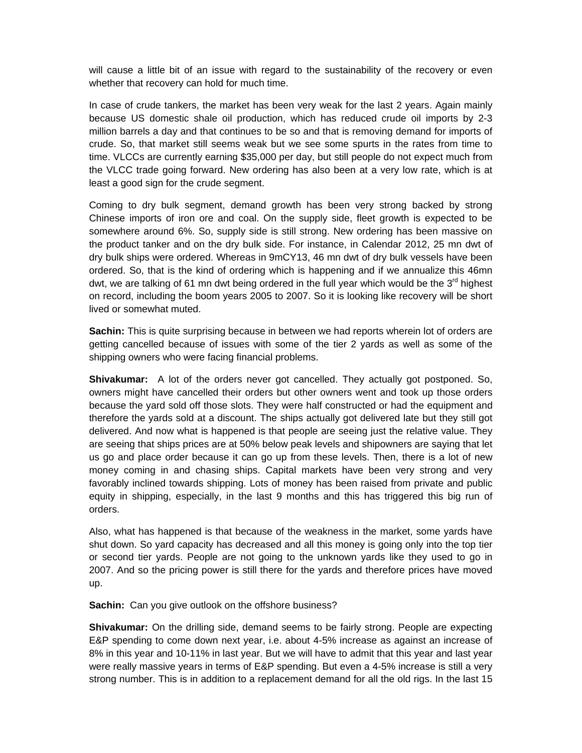will cause a little bit of an issue with regard to the sustainability of the recovery or even whether that recovery can hold for much time.

In case of crude tankers, the market has been very weak for the last 2 years. Again mainly because US domestic shale oil production, which has reduced crude oil imports by 2-3 million barrels a day and that continues to be so and that is removing demand for imports of crude. So, that market still seems weak but we see some spurts in the rates from time to time. VLCCs are currently earning $35,000 per day, but still people do not expect much from the VLCC trade going forward. New ordering has also been at a very low rate, which is at least a good sign for the crude segment.

Coming to dry bulk segment, demand growth has been very strong backed by strong Chinese imports of iron ore and coal. On the supply side, fleet growth is expected to be somewhere around 6%. So, supply side is still strong. New ordering has been massive on the product tanker and on the dry bulk side. For instance, in Calendar 2012, 25 mn dwt of dry bulk ships were ordered. Whereas in 9mCY13, 46 mn dwt of dry bulk vessels have been ordered. So, that is the kind of ordering which is happening and if we annualize this 46mn dwt, we are talking of 61 mn dwt being ordered in the full year which would be the 3rd highest on record, including the boom years 2005 to 2007. So it is looking like recovery will be short lived or somewhat muted.

**Sachin:** This is quite surprising because in between we had reports wherein lot of orders are getting cancelled because of issues with some of the tier 2 yards as well as some of the shipping owners who were facing financial problems.

**Shivakumar:** A lot of the orders never got cancelled. They actually got postponed. So, owners might have cancelled their orders but other owners went and took up those orders because the yard sold off those slots. They were half constructed or had the equipment and therefore the yards sold at a discount. The ships actually got delivered late but they still got delivered. And now what is happened is that people are seeing just the relative value. They are seeing that ships prices are at 50% below peak levels and shipowners are saying that let us go and place order because it can go up from these levels. Then, there is a lot of new money coming in and chasing ships. Capital markets have been very strong and very favorably inclined towards shipping. Lots of money has been raised from private and public equity in shipping, especially, in the last 9 months and this has triggered this big run of orders.

Also, what has happened is that because of the weakness in the market, some yards have shut down. So yard capacity has decreased and all this money is going only into the top tier or second tier yards. People are not going to the unknown yards like they used to go in 2007. And so the pricing power is still there for the yards and therefore prices have moved up.

**Sachin:** Can you give outlook on the offshore business?

**Shivakumar:** On the drilling side, demand seems to be fairly strong. People are expecting E&P spending to come down next year, i.e. about 4-5% increase as against an increase of 8% in this year and 10-11% in last year. But we will have to admit that this year and last year were really massive years in terms of E&P spending. But even a 4-5% increase is still a very strong number. This is in addition to a replacement demand for all the old rigs. In the last 15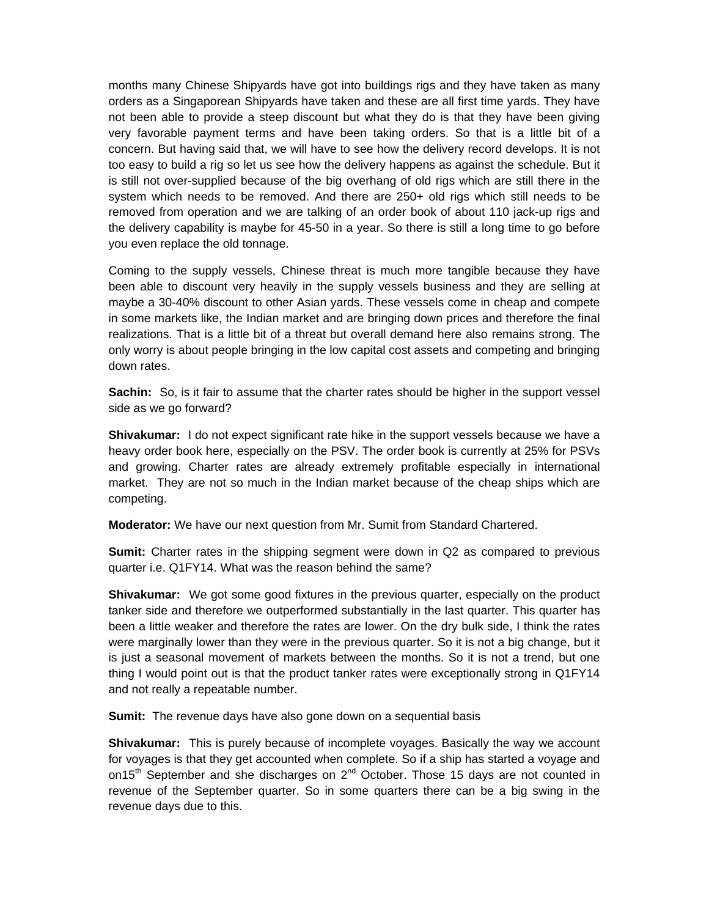months many Chinese Shipyards have got into buildings rigs and they have taken as many orders as a Singaporean Shipyards have taken and these are all first time yards. They have not been able to provide a steep discount but what they do is that they have been giving very favorable payment terms and have been taking orders. So that is a little bit of a concern. But having said that, we will have to see how the delivery record develops. It is not too easy to build a rig so let us see how the delivery happens as against the schedule. But it is still not over-supplied because of the big overhang of old rigs which are still there in the system which needs to be removed. And there are 250+ old rigs which still needs to be removed from operation and we are talking of an order book of about 110 jack-up rigs and the delivery capability is maybe for 45-50 in a year. So there is still a long time to go before you even replace the old tonnage.

Coming to the supply vessels, Chinese threat is much more tangible because they have been able to discount very heavily in the supply vessels business and they are selling at maybe a 30-40% discount to other Asian yards. These vessels come in cheap and compete in some markets like, the Indian market and are bringing down prices and therefore the final realizations. That is a little bit of a threat but overall demand here also remains strong. The only worry is about people bringing in the low capital cost assets and competing and bringing down rates.

**Sachin:** So, is it fair to assume that the charter rates should be higher in the support vessel side as we go forward?

**Shivakumar:** I do not expect significant rate hike in the support vessels because we have a heavy order book here, especially on the PSV. The order book is currently at 25% for PSVs and growing. Charter rates are already extremely profitable especially in international market. They are not so much in the Indian market because of the cheap ships which are competing.

**Moderator:** We have our next question from Mr. Sumit from Standard Chartered.

**Sumit:** Charter rates in the shipping segment were down in Q2 as compared to previous quarter i.e. Q1FY14. What was the reason behind the same?

**Shivakumar:** We got some good fixtures in the previous quarter, especially on the product tanker side and therefore we outperformed substantially in the last quarter. This quarter has been a little weaker and therefore the rates are lower. On the dry bulk side, I think the rates were marginally lower than they were in the previous quarter. So it is not a big change, but it is just a seasonal movement of markets between the months. So it is not a trend, but one thing I would point out is that the product tanker rates were exceptionally strong in Q1FY14 and not really a repeatable number.

**Sumit:** The revenue days have also gone down on a sequential basis

**Shivakumar:** This is purely because of incomplete voyages. Basically the way we account for voyages is that they get accounted when complete. So if a ship has started a voyage and on15th September and she discharges on 2nd October. Those 15 days are not counted in revenue of the September quarter. So in some quarters there can be a big swing in the revenue days due to this.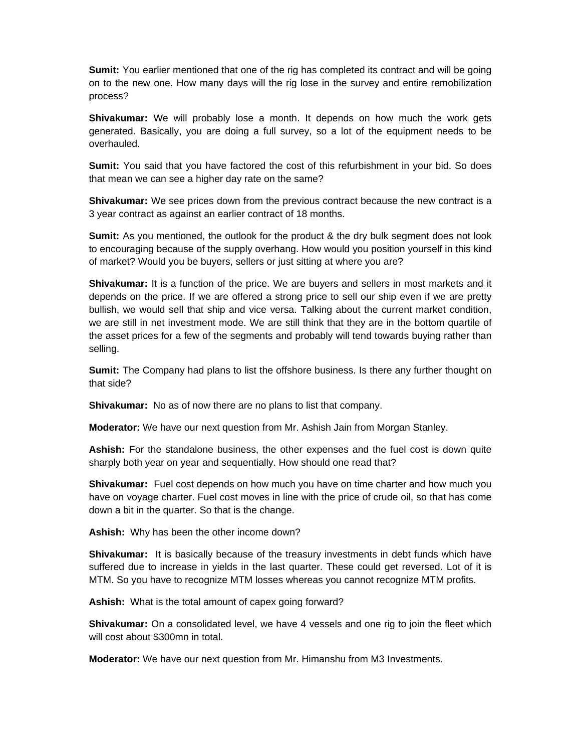**Sumit:** You earlier mentioned that one of the rig has completed its contract and will be going on to the new one. How many days will the rig lose in the survey and entire remobilization process?

**Shivakumar:** We will probably lose a month. It depends on how much the work gets generated. Basically, you are doing a full survey, so a lot of the equipment needs to be overhauled.

**Sumit:** You said that you have factored the cost of this refurbishment in your bid. So does that mean we can see a higher day rate on the same?

**Shivakumar:** We see prices down from the previous contract because the new contract is a 3 year contract as against an earlier contract of 18 months.

**Sumit:** As you mentioned, the outlook for the product & the dry bulk segment does not look to encouraging because of the supply overhang. How would you position yourself in this kind of market? Would you be buyers, sellers or just sitting at where you are?

**Shivakumar:** It is a function of the price. We are buyers and sellers in most markets and it depends on the price. If we are offered a strong price to sell our ship even if we are pretty bullish, we would sell that ship and vice versa. Talking about the current market condition, we are still in net investment mode. We are still think that they are in the bottom quartile of the asset prices for a few of the segments and probably will tend towards buying rather than selling.

**Sumit:** The Company had plans to list the offshore business. Is there any further thought on that side?

**Shivakumar:** No as of now there are no plans to list that company.

**Moderator:** We have our next question from Mr. Ashish Jain from Morgan Stanley.

**Ashish:** For the standalone business, the other expenses and the fuel cost is down quite sharply both year on year and sequentially. How should one read that?

**Shivakumar:** Fuel cost depends on how much you have on time charter and how much you have on voyage charter. Fuel cost moves in line with the price of crude oil, so that has come down a bit in the quarter. So that is the change.

**Ashish:** Why has been the other income down?

**Shivakumar:** It is basically because of the treasury investments in debt funds which have suffered due to increase in yields in the last quarter. These could get reversed. Lot of it is MTM. So you have to recognize MTM losses whereas you cannot recognize MTM profits.

**Ashish:** What is the total amount of capex going forward?

**Shivakumar:** On a consolidated level, we have 4 vessels and one rig to join the fleet which will cost about $300mn in total.

**Moderator:** We have our next question from Mr. Himanshu from M3 Investments.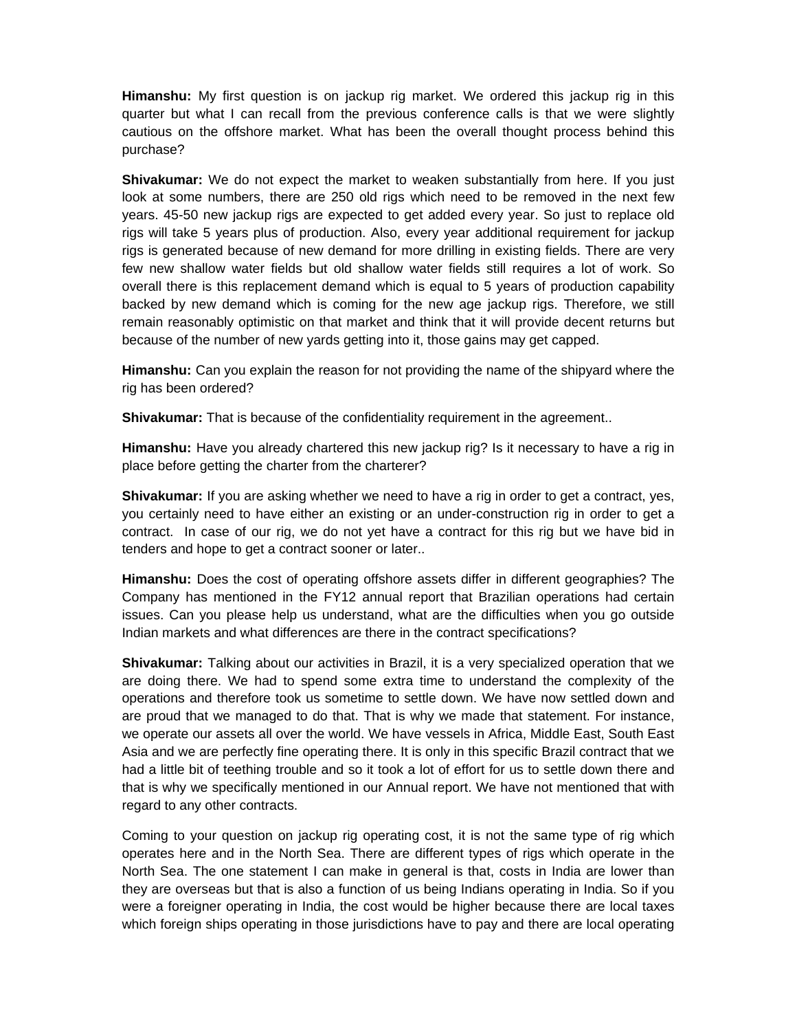**Himanshu:** My first question is on jackup rig market. We ordered this jackup rig in this quarter but what I can recall from the previous conference calls is that we were slightly cautious on the offshore market. What has been the overall thought process behind this purchase?

**Shivakumar:** We do not expect the market to weaken substantially from here. If you just look at some numbers, there are 250 old rigs which need to be removed in the next few years. 45-50 new jackup rigs are expected to get added every year. So just to replace old rigs will take 5 years plus of production. Also, every year additional requirement for jackup rigs is generated because of new demand for more drilling in existing fields. There are very few new shallow water fields but old shallow water fields still requires a lot of work. So overall there is this replacement demand which is equal to 5 years of production capability backed by new demand which is coming for the new age jackup rigs. Therefore, we still remain reasonably optimistic on that market and think that it will provide decent returns but because of the number of new yards getting into it, those gains may get capped.

**Himanshu:** Can you explain the reason for not providing the name of the shipyard where the rig has been ordered?

**Shivakumar:** That is because of the confidentiality requirement in the agreement..

**Himanshu:** Have you already chartered this new jackup rig? Is it necessary to have a rig in place before getting the charter from the charterer?

**Shivakumar:** If you are asking whether we need to have a rig in order to get a contract, yes, you certainly need to have either an existing or an under-construction rig in order to get a contract. In case of our rig, we do not yet have a contract for this rig but we have bid in tenders and hope to get a contract sooner or later..

**Himanshu:** Does the cost of operating offshore assets differ in different geographies? The Company has mentioned in the FY12 annual report that Brazilian operations had certain issues. Can you please help us understand, what are the difficulties when you go outside Indian markets and what differences are there in the contract specifications?

**Shivakumar:** Talking about our activities in Brazil, it is a very specialized operation that we are doing there. We had to spend some extra time to understand the complexity of the operations and therefore took us sometime to settle down. We have now settled down and are proud that we managed to do that. That is why we made that statement. For instance, we operate our assets all over the world. We have vessels in Africa, Middle East, South East Asia and we are perfectly fine operating there. It is only in this specific Brazil contract that we had a little bit of teething trouble and so it took a lot of effort for us to settle down there and that is why we specifically mentioned in our Annual report. We have not mentioned that with regard to any other contracts.

Coming to your question on jackup rig operating cost, it is not the same type of rig which operates here and in the North Sea. There are different types of rigs which operate in the North Sea. The one statement I can make in general is that, costs in India are lower than they are overseas but that is also a function of us being Indians operating in India. So if you were a foreigner operating in India, the cost would be higher because there are local taxes which foreign ships operating in those jurisdictions have to pay and there are local operating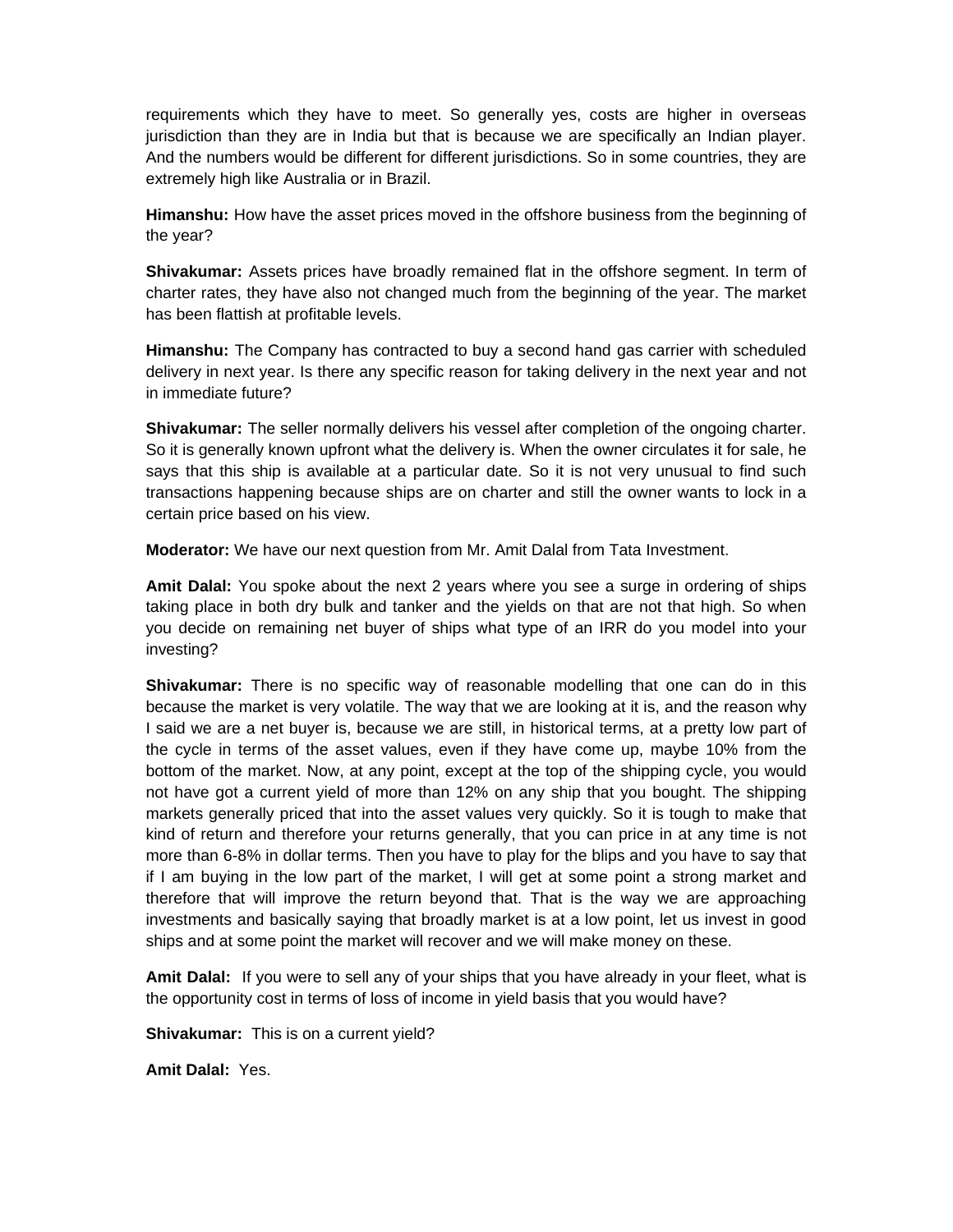requirements which they have to meet. So generally yes, costs are higher in overseas jurisdiction than they are in India but that is because we are specifically an Indian player. And the numbers would be different for different jurisdictions. So in some countries, they are extremely high like Australia or in Brazil.

**Himanshu:** How have the asset prices moved in the offshore business from the beginning of the year?

**Shivakumar:** Assets prices have broadly remained flat in the offshore segment. In term of charter rates, they have also not changed much from the beginning of the year. The market has been flattish at profitable levels.

**Himanshu:** The Company has contracted to buy a second hand gas carrier with scheduled delivery in next year. Is there any specific reason for taking delivery in the next year and not in immediate future?

**Shivakumar:** The seller normally delivers his vessel after completion of the ongoing charter. So it is generally known upfront what the delivery is. When the owner circulates it for sale, he says that this ship is available at a particular date. So it is not very unusual to find such transactions happening because ships are on charter and still the owner wants to lock in a certain price based on his view.

**Moderator:** We have our next question from Mr. Amit Dalal from Tata Investment.

**Amit Dalal:** You spoke about the next 2 years where you see a surge in ordering of ships taking place in both dry bulk and tanker and the yields on that are not that high. So when you decide on remaining net buyer of ships what type of an IRR do you model into your investing?

**Shivakumar:** There is no specific way of reasonable modelling that one can do in this because the market is very volatile. The way that we are looking at it is, and the reason why I said we are a net buyer is, because we are still, in historical terms, at a pretty low part of the cycle in terms of the asset values, even if they have come up, maybe 10% from the bottom of the market. Now, at any point, except at the top of the shipping cycle, you would not have got a current yield of more than 12% on any ship that you bought. The shipping markets generally priced that into the asset values very quickly. So it is tough to make that kind of return and therefore your returns generally, that you can price in at any time is not more than 6-8% in dollar terms. Then you have to play for the blips and you have to say that if I am buying in the low part of the market, I will get at some point a strong market and therefore that will improve the return beyond that. That is the way we are approaching investments and basically saying that broadly market is at a low point, let us invest in good ships and at some point the market will recover and we will make money on these.

**Amit Dalal:** If you were to sell any of your ships that you have already in your fleet, what is the opportunity cost in terms of loss of income in yield basis that you would have?

**Shivakumar:** This is on a current yield?

**Amit Dalal:** Yes.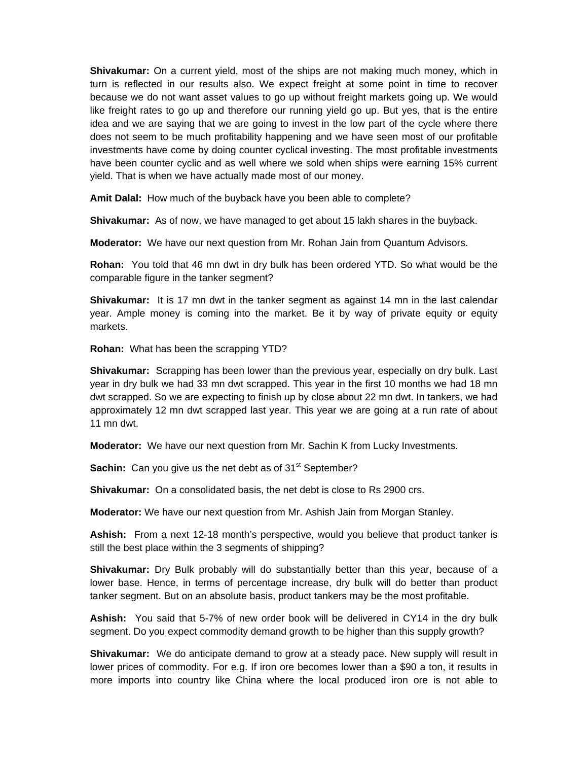**Shivakumar:** On a current yield, most of the ships are not making much money, which in turn is reflected in our results also. We expect freight at some point in time to recover because we do not want asset values to go up without freight markets going up. We would like freight rates to go up and therefore our running yield go up. But yes, that is the entire idea and we are saying that we are going to invest in the low part of the cycle where there does not seem to be much profitability happening and we have seen most of our profitable investments have come by doing counter cyclical investing. The most profitable investments have been counter cyclic and as well where we sold when ships were earning 15% current yield. That is when we have actually made most of our money.

**Amit Dalal:** How much of the buyback have you been able to complete?

**Shivakumar:** As of now, we have managed to get about 15 lakh shares in the buyback.

**Moderator:** We have our next question from Mr. Rohan Jain from Quantum Advisors.

**Rohan:** You told that 46 mn dwt in dry bulk has been ordered YTD. So what would be the comparable figure in the tanker segment?

**Shivakumar:** It is 17 mn dwt in the tanker segment as against 14 mn in the last calendar year. Ample money is coming into the market. Be it by way of private equity or equity markets.

**Rohan:** What has been the scrapping YTD?

**Shivakumar:** Scrapping has been lower than the previous year, especially on dry bulk. Last year in dry bulk we had 33 mn dwt scrapped. This year in the first 10 months we had 18 mn dwt scrapped. So we are expecting to finish up by close about 22 mn dwt. In tankers, we had approximately 12 mn dwt scrapped last year. This year we are going at a run rate of about 11 mn dwt.

**Moderator:** We have our next question from Mr. Sachin K from Lucky Investments.

**Sachin:** Can you give us the net debt as of 31st September?

**Shivakumar:** On a consolidated basis, the net debt is close to Rs 2900 crs.

**Moderator:** We have our next question from Mr. Ashish Jain from Morgan Stanley.

**Ashish:** From a next 12-18 month's perspective, would you believe that product tanker is still the best place within the 3 segments of shipping?

**Shivakumar:** Dry Bulk probably will do substantially better than this year, because of a lower base. Hence, in terms of percentage increase, dry bulk will do better than product tanker segment. But on an absolute basis, product tankers may be the most profitable.

**Ashish:** You said that 5-7% of new order book will be delivered in CY14 in the dry bulk segment. Do you expect commodity demand growth to be higher than this supply growth?

**Shivakumar:** We do anticipate demand to grow at a steady pace. New supply will result in lower prices of commodity. For e.g. If iron ore becomes lower than a $90 a ton, it results in more imports into country like China where the local produced iron ore is not able to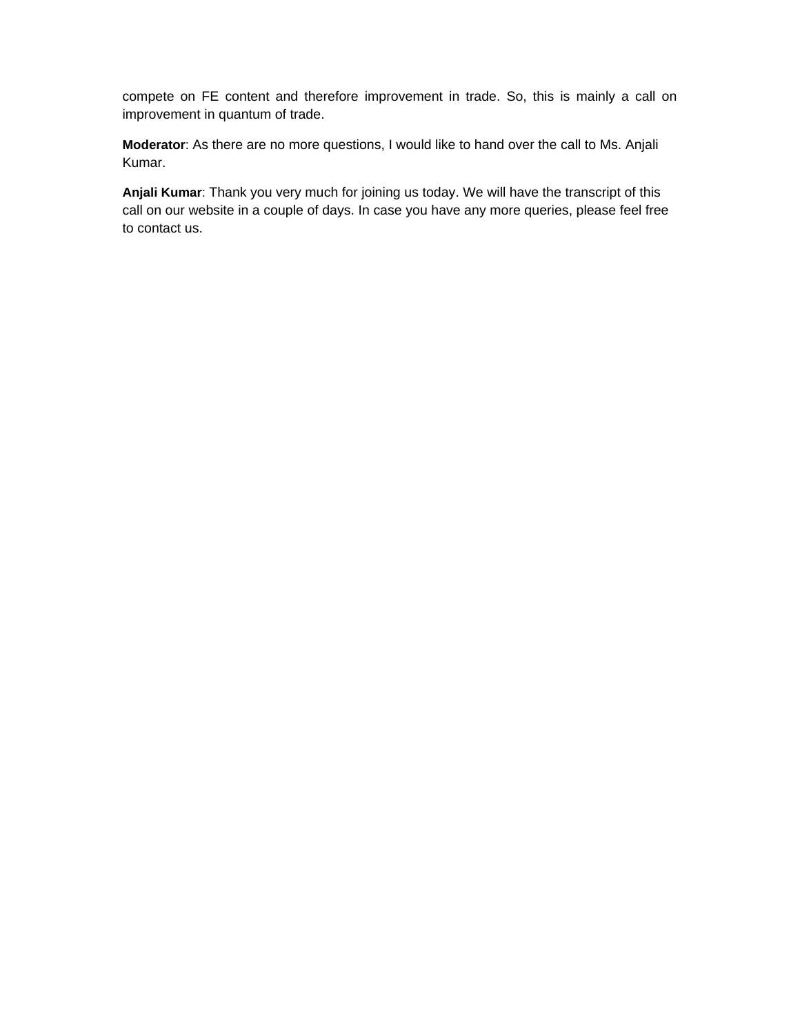compete on FE content and therefore improvement in trade. So, this is mainly a call on improvement in quantum of trade.

**Moderator**: As there are no more questions, I would like to hand over the call to Ms. Anjali Kumar.

**Anjali Kumar**: Thank you very much for joining us today. We will have the transcript of this call on our website in a couple of days. In case you have any more queries, please feel free to contact us.